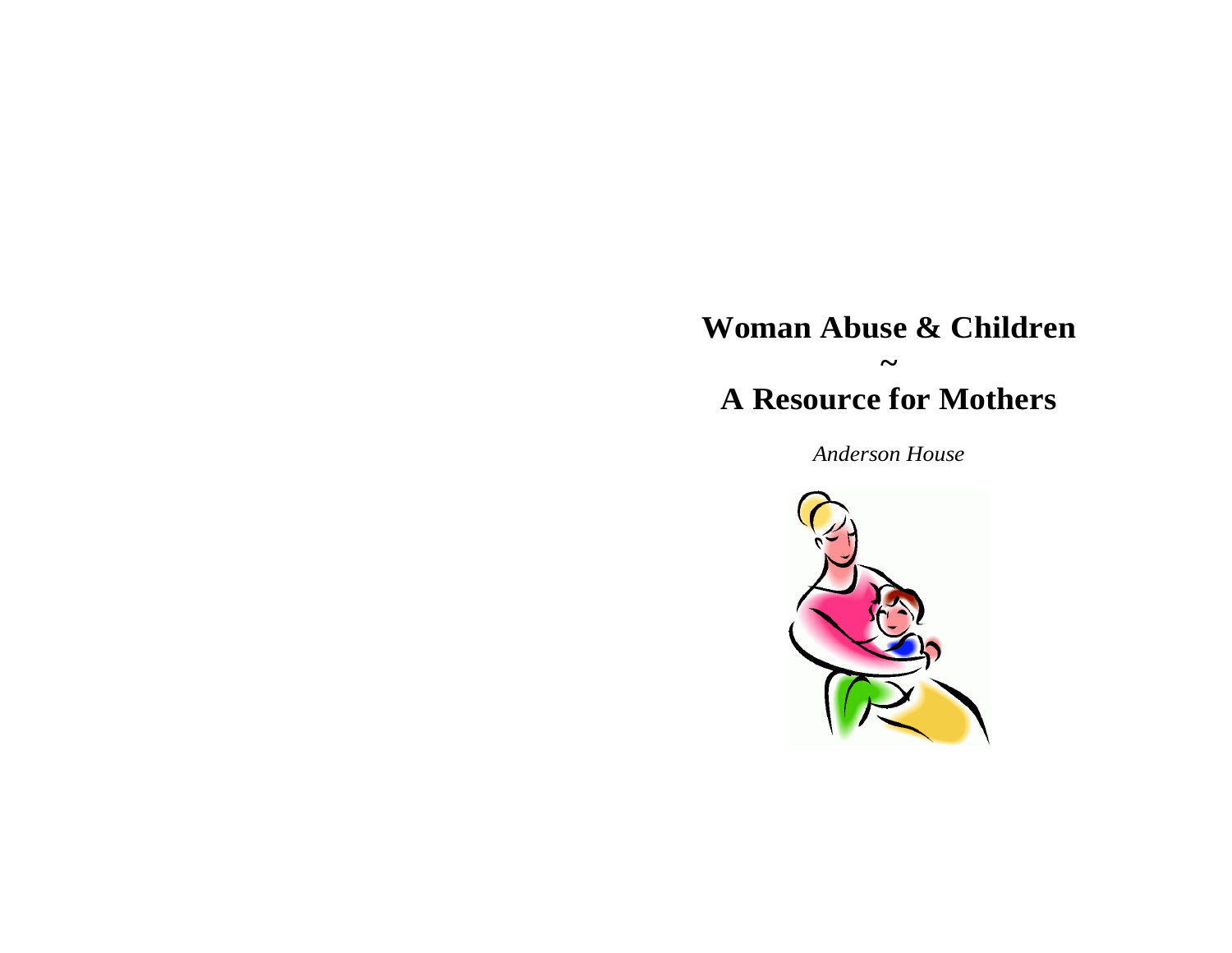# Woman Abuse & Children

~

# A Resource for Mothers

*Anderson House*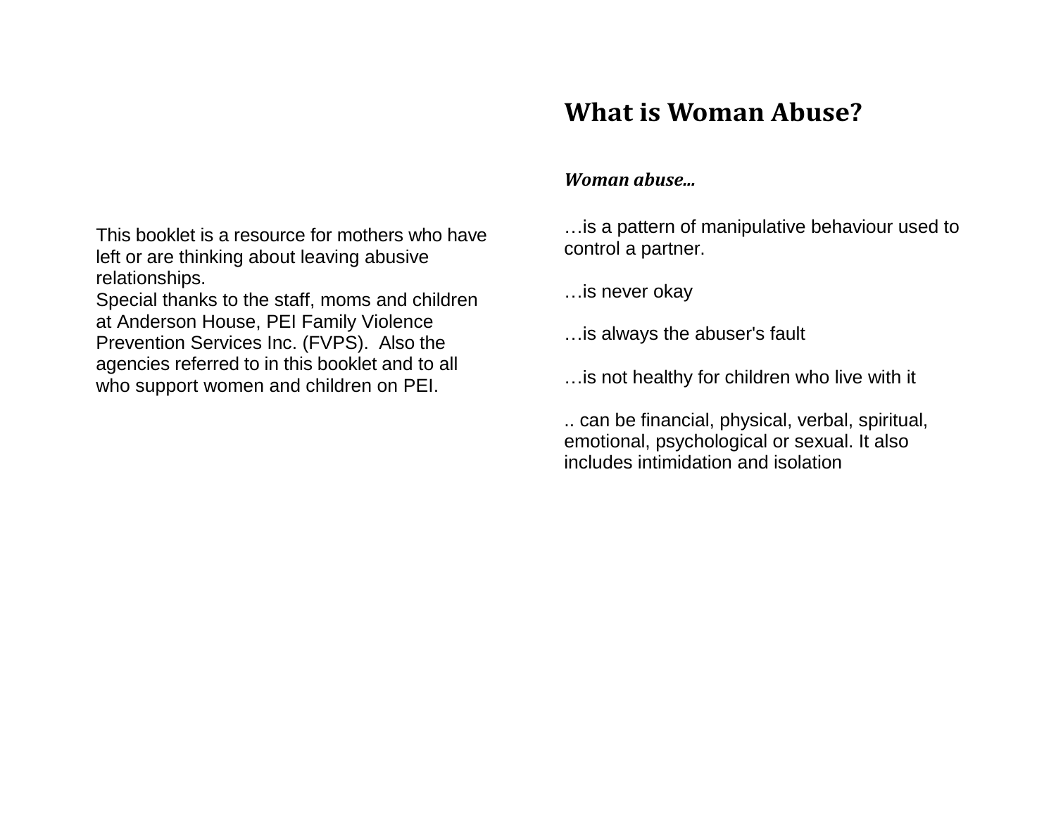This booklet is a resource for mothers who have left or are thinking about leaving abusive relationships.
Special thanks to the staff, moms and children at Anderson House, PEI Family Violence Prevention Services Inc. (FVPS). Also the agencies referred to in this booklet and to all who support women and children on PEI.

# What is Woman Abuse?

***Woman abuse...***

…is a pattern of manipulative behaviour used to control a partner.

…is never okay

…is always the abuser's fault

…is not healthy for children who live with it

.. can be financial, physical, verbal, spiritual, emotional, psychological or sexual. It also includes intimidation and isolation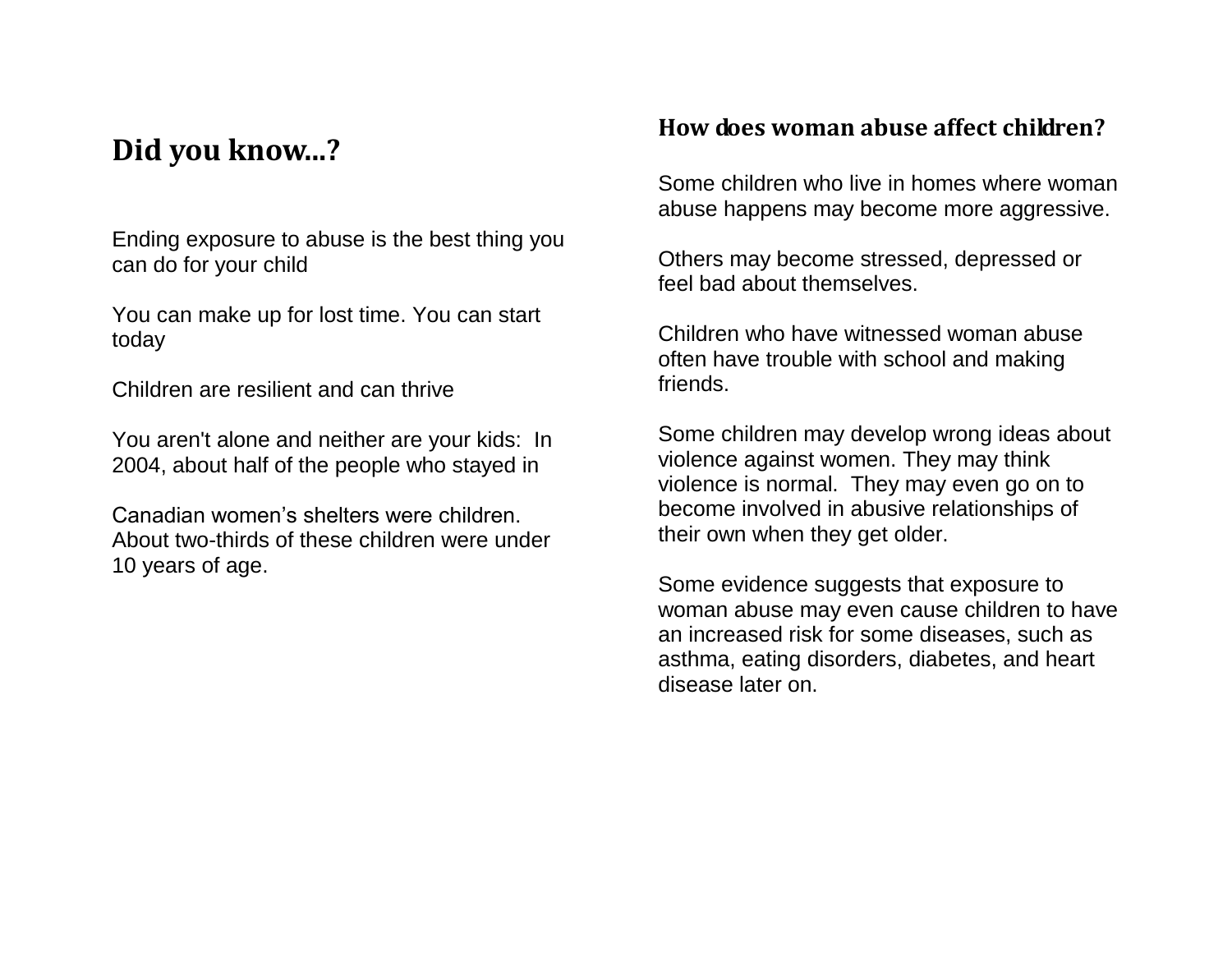## Did you know...?

Ending exposure to abuse is the best thing you can do for your child

You can make up for lost time. You can start today

Children are resilient and can thrive

You aren't alone and neither are your kids: In 2004, about half of the people who stayed in

Canadian women's shelters were children. About two-thirds of these children were under 10 years of age.

## How does woman abuse affect children?

Some children who live in homes where woman abuse happens may become more aggressive.

Others may become stressed, depressed or feel bad about themselves.

Children who have witnessed woman abuse often have trouble with school and making friends.

Some children may develop wrong ideas about violence against women. They may think violence is normal. They may even go on to become involved in abusive relationships of their own when they get older.

Some evidence suggests that exposure to woman abuse may even cause children to have an increased risk for some diseases, such as asthma, eating disorders, diabetes, and heart disease later on.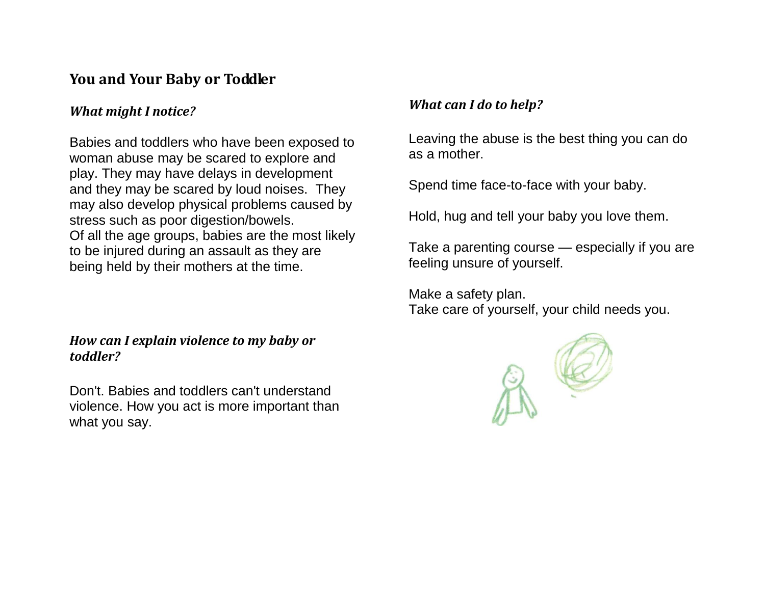## You and Your Baby or Toddler

### *What might I notice?*

Babies and toddlers who have been exposed to woman abuse may be scared to explore and play. They may have delays in development and they may be scared by loud noises. They may also develop physical problems caused by stress such as poor digestion/bowels.
Of all the age groups, babies are the most likely to be injured during an assault as they are being held by their mothers at the time.

### *How can I explain violence to my baby or toddler?*

Don't. Babies and toddlers can't understand violence. How you act is more important than what you say.

### *What can I do to help?*

Leaving the abuse is the best thing you can do as a mother.

Spend time face-to-face with your baby.

Hold, hug and tell your baby you love them.

Take a parenting course — especially if you are feeling unsure of yourself.

Make a safety plan.
Take care of yourself, your child needs you.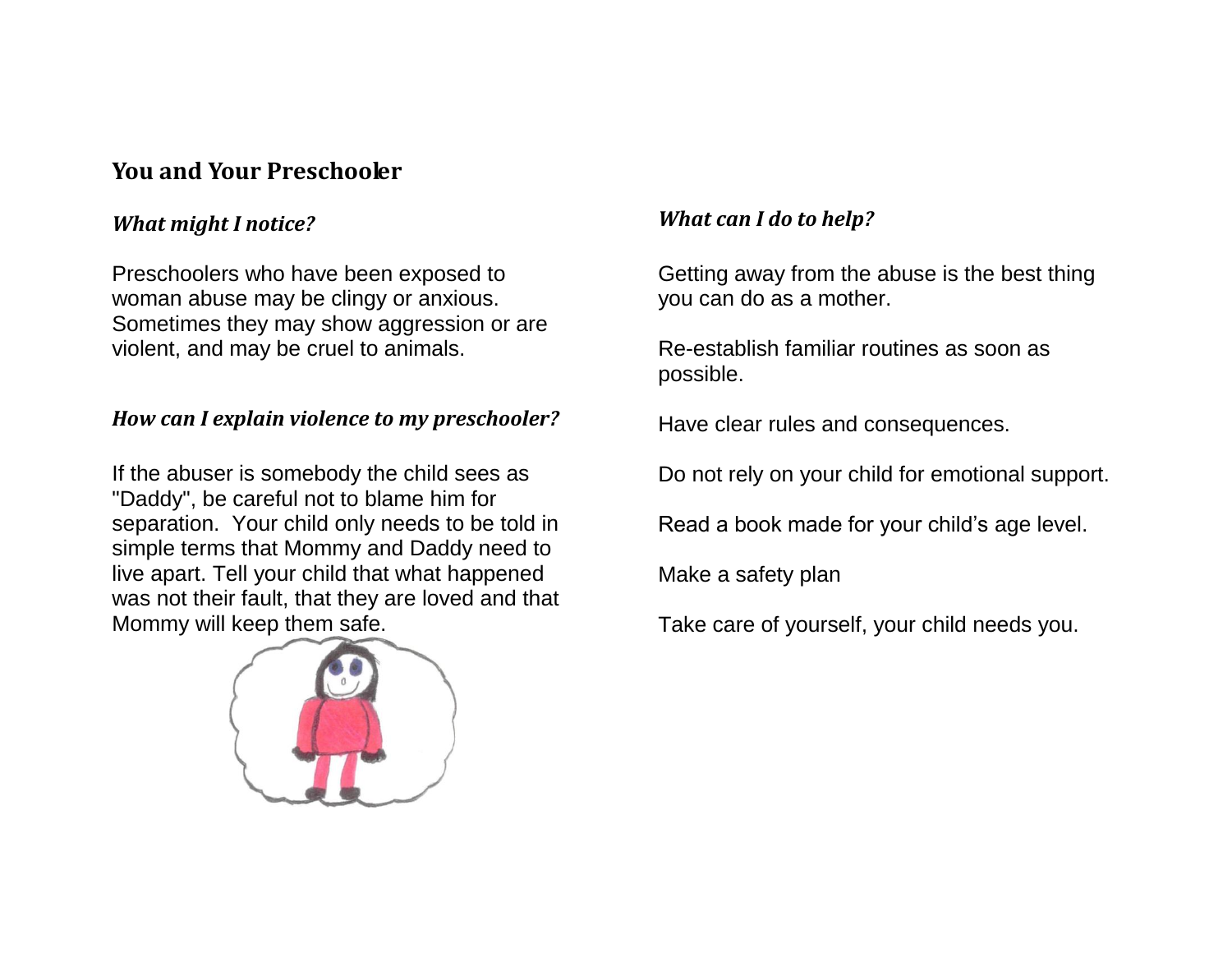## You and Your Preschooler

### *What might I notice?*

Preschoolers who have been exposed to woman abuse may be clingy or anxious. Sometimes they may show aggression or are violent, and may be cruel to animals.

### *How can I explain violence to my preschooler?*

If the abuser is somebody the child sees as "Daddy", be careful not to blame him for separation. Your child only needs to be told in simple terms that Mommy and Daddy need to live apart. Tell your child that what happened was not their fault, that they are loved and that Mommy will keep them safe.

### *What can I do to help?*

Getting away from the abuse is the best thing you can do as a mother.

Re-establish familiar routines as soon as possible.

Have clear rules and consequences.

Do not rely on your child for emotional support.

Read a book made for your child's age level.

Make a safety plan

Take care of yourself, your child needs you.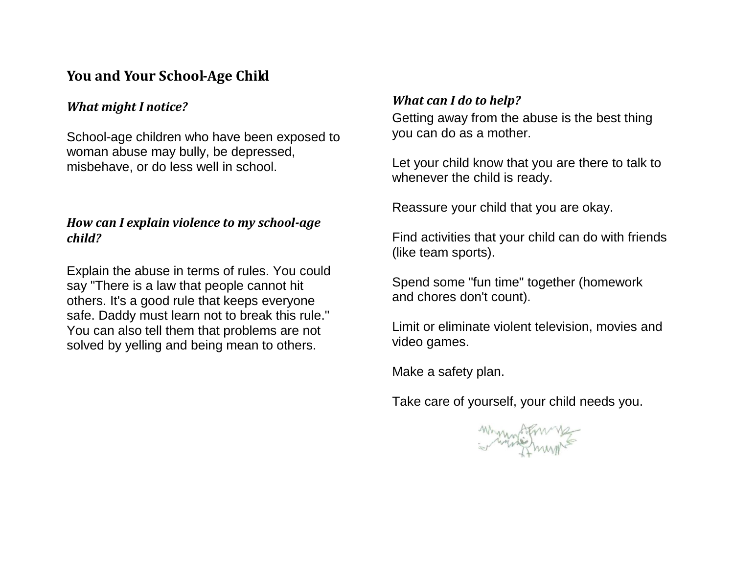## You and Your School-Age Child

### *What might I notice?*

School-age children who have been exposed to woman abuse may bully, be depressed, misbehave, or do less well in school.

### *How can I explain violence to my school-age child?*

Explain the abuse in terms of rules. You could say "There is a law that people cannot hit others. It's a good rule that keeps everyone safe. Daddy must learn not to break this rule." You can also tell them that problems are not solved by yelling and being mean to others.

### *What can I do to help?*

Getting away from the abuse is the best thing you can do as a mother.

Let your child know that you are there to talk to whenever the child is ready.

Reassure your child that you are okay.

Find activities that your child can do with friends (like team sports).

Spend some "fun time" together (homework and chores don't count).

Limit or eliminate violent television, movies and video games.

Make a safety plan.

Take care of yourself, your child needs you.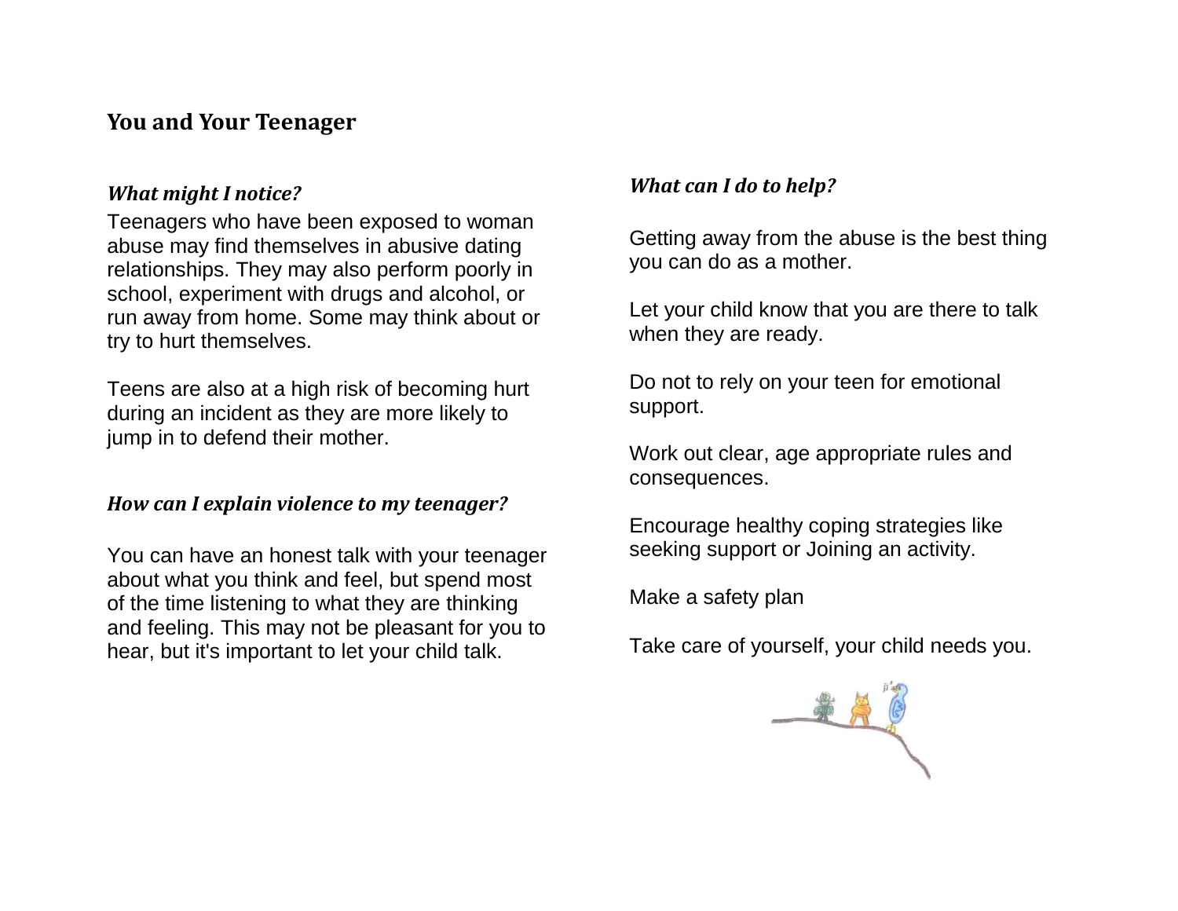## You and Your Teenager

### *What might I notice?*

Teenagers who have been exposed to woman abuse may find themselves in abusive dating relationships. They may also perform poorly in school, experiment with drugs and alcohol, or run away from home. Some may think about or try to hurt themselves.

Teens are also at a high risk of becoming hurt during an incident as they are more likely to jump in to defend their mother.

### *How can I explain violence to my teenager?*

You can have an honest talk with your teenager about what you think and feel, but spend most of the time listening to what they are thinking and feeling. This may not be pleasant for you to hear, but it's important to let your child talk.

### *What can I do to help?*

Getting away from the abuse is the best thing you can do as a mother.

Let your child know that you are there to talk when they are ready.

Do not to rely on your teen for emotional support.

Work out clear, age appropriate rules and consequences.

Encourage healthy coping strategies like seeking support or Joining an activity.

Make a safety plan

Take care of yourself, your child needs you.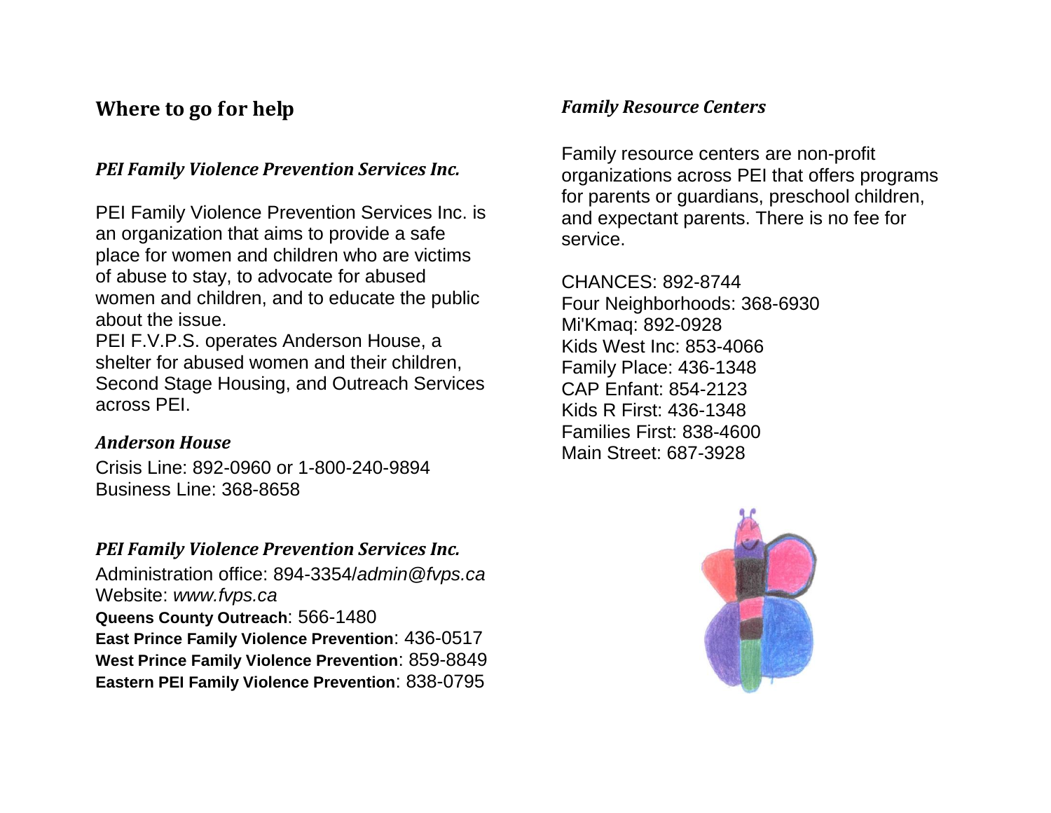## Where to go for help

### *PEI Family Violence Prevention Services Inc.*

PEI Family Violence Prevention Services Inc. is an organization that aims to provide a safe place for women and children who are victims of abuse to stay, to advocate for abused women and children, and to educate the public about the issue.

PEI F.V.P.S. operates Anderson House, a shelter for abused women and their children, Second Stage Housing, and Outreach Services across PEI.

### *Anderson House*

Crisis Line: 892-0960 or 1-800-240-9894
Business Line: 368-8658

### *PEI Family Violence Prevention Services Inc.*

Administration office: 894-3354/*admin@fvps.ca*
Website: *www.fvps.ca*
**Queens County Outreach**: 566-1480
**East Prince Family Violence Prevention**: 436-0517
**West Prince Family Violence Prevention**: 859-8849
**Eastern PEI Family Violence Prevention**: 838-0795

### *Family Resource Centers*

Family resource centers are non-profit organizations across PEI that offers programs for parents or guardians, preschool children, and expectant parents. There is no fee for service.

CHANCES: 892-8744
Four Neighborhoods: 368-6930
Mi'Kmaq: 892-0928
Kids West Inc: 853-4066
Family Place: 436-1348
CAP Enfant: 854-2123
Kids R First: 436-1348
Families First: 838-4600
Main Street: 687-3928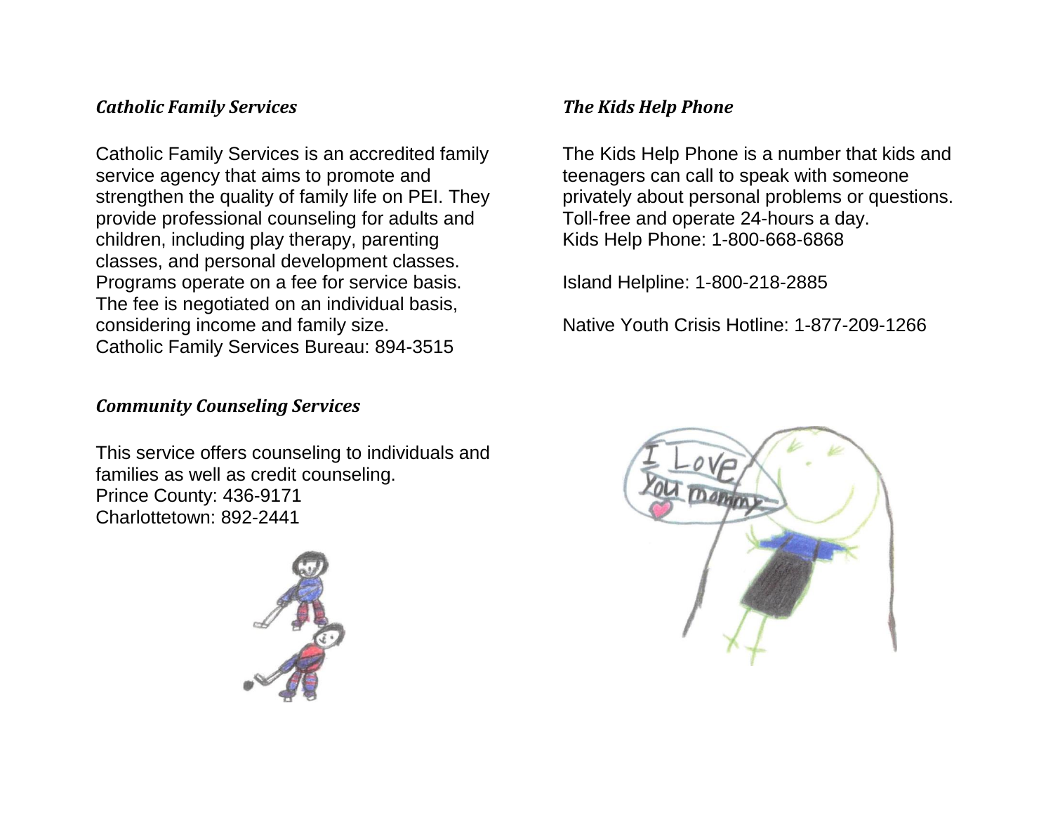### *Catholic Family Services*

Catholic Family Services is an accredited family service agency that aims to promote and strengthen the quality of family life on PEI. They provide professional counseling for adults and children, including play therapy, parenting classes, and personal development classes. Programs operate on a fee for service basis. The fee is negotiated on an individual basis, considering income and family size.
Catholic Family Services Bureau: 894-3515

### *Community Counseling Services*

This service offers counseling to individuals and families as well as credit counseling.
Prince County: 436-9171
Charlottetown: 892-2441

### *The Kids Help Phone*

The Kids Help Phone is a number that kids and teenagers can call to speak with someone privately about personal problems or questions. Toll-free and operate 24-hours a day.
Kids Help Phone: 1-800-668-6868

Island Helpline: 1-800-218-2885

Native Youth Crisis Hotline: 1-877-209-1266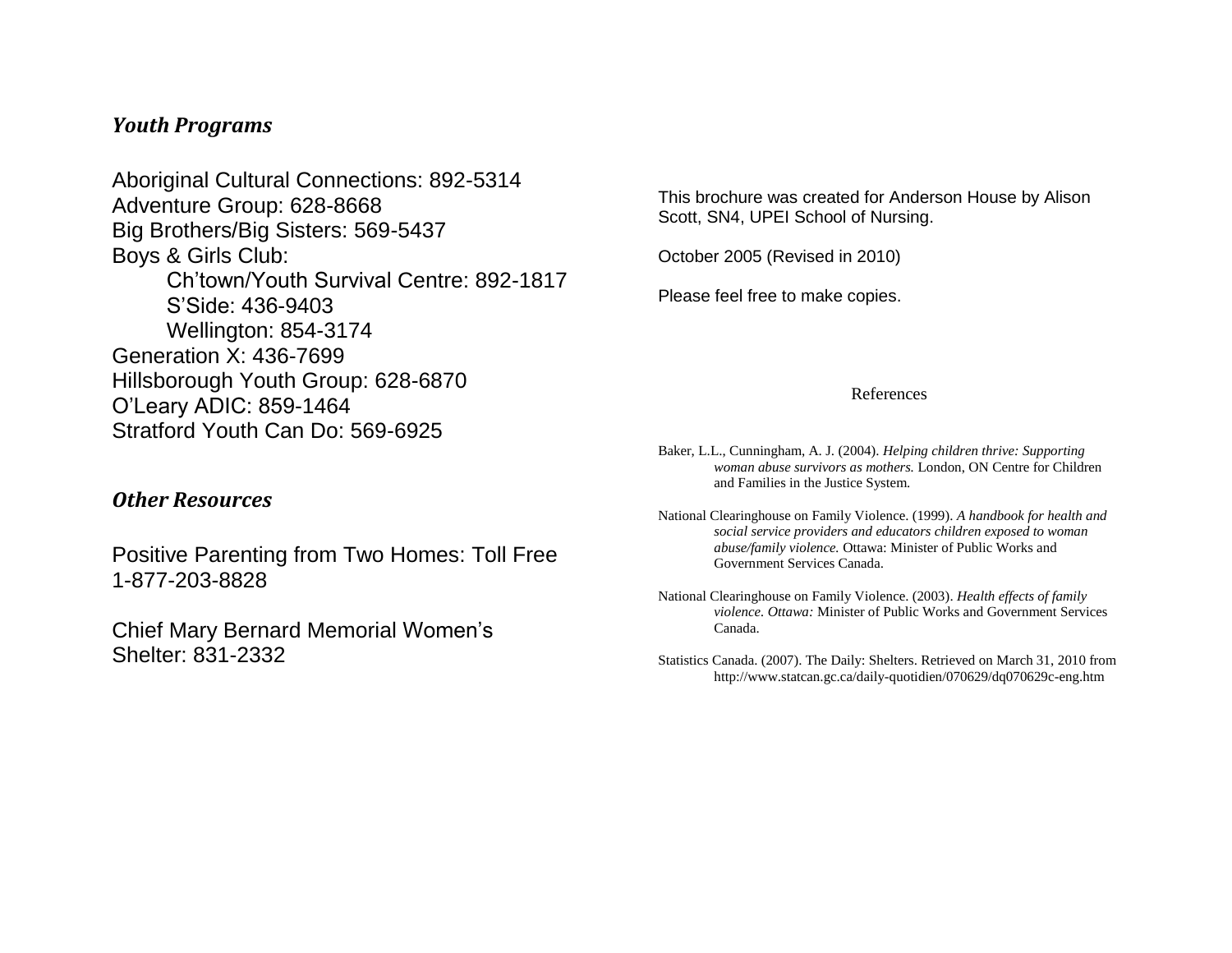### *Youth Programs*

Aboriginal Cultural Connections: 892-5314
Adventure Group: 628-8668
Big Brothers/Big Sisters: 569-5437
Boys & Girls Club:
- Ch'town/Youth Survival Centre: 892-1817
- S'Side: 436-9403
- Wellington: 854-3174

Generation X: 436-7699
Hillsborough Youth Group: 628-6870
O'Leary ADIC: 859-1464
Stratford Youth Can Do: 569-6925

### *Other Resources*

Positive Parenting from Two Homes: Toll Free 1-877-203-8828

Chief Mary Bernard Memorial Women's Shelter: 831-2332

This brochure was created for Anderson House by Alison Scott, SN4, UPEI School of Nursing.

October 2005 (Revised in 2010)

Please feel free to make copies.

References

Baker, L.L., Cunningham, A. J. (2004). *Helping children thrive: Supporting woman abuse survivors as mothers.* London, ON Centre for Children and Families in the Justice System.

National Clearinghouse on Family Violence. (1999). *A handbook for health and social service providers and educators children exposed to woman abuse/family violence.* Ottawa: Minister of Public Works and Government Services Canada.

National Clearinghouse on Family Violence. (2003). *Health effects of family violence. Ottawa:* Minister of Public Works and Government Services Canada.

Statistics Canada. (2007). The Daily: Shelters. Retrieved on March 31, 2010 from http://www.statcan.gc.ca/daily-quotidien/070629/dq070629c-eng.htm